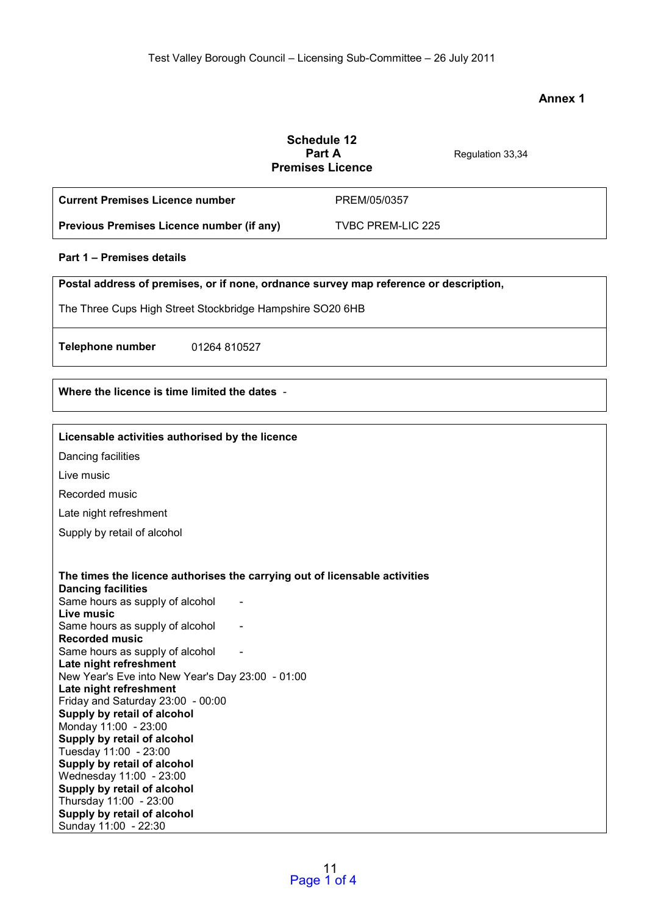**Annex 1**

**Schedule 12**
**Part A**
**Premises Licence**

Regulation 33,34

| **Current Premises Licence number** | PREM/05/0357 |
|---|---|
| **Previous Premises Licence number (if any)** | TVBC PREM-LIC 225 |

**Part 1 – Premises details**

**Postal address of premises, or if none, ordnance survey map reference or description,**

The Three Cups High Street Stockbridge Hampshire SO20 6HB

**Telephone number** 01264 810527

**Where the licence is time limited the dates** -

**Licensable activities authorised by the licence**

Dancing facilities

Live music

Recorded music

Late night refreshment

Supply by retail of alcohol

**The times the licence authorises the carrying out of licensable activities**

**Dancing facilities**
Same hours as supply of alcohol -
**Live music**
Same hours as supply of alcohol -
**Recorded music**
Same hours as supply of alcohol -
**Late night refreshment**
New Year's Eve into New Year's Day 23:00 - 01:00
**Late night refreshment**
Friday and Saturday 23:00 - 00:00
**Supply by retail of alcohol**
Monday 11:00 - 23:00
**Supply by retail of alcohol**
Tuesday 11:00 - 23:00
**Supply by retail of alcohol**
Wednesday 11:00 - 23:00
**Supply by retail of alcohol**
Thursday 11:00 - 23:00
**Supply by retail of alcohol**
Sunday 11:00 - 22:30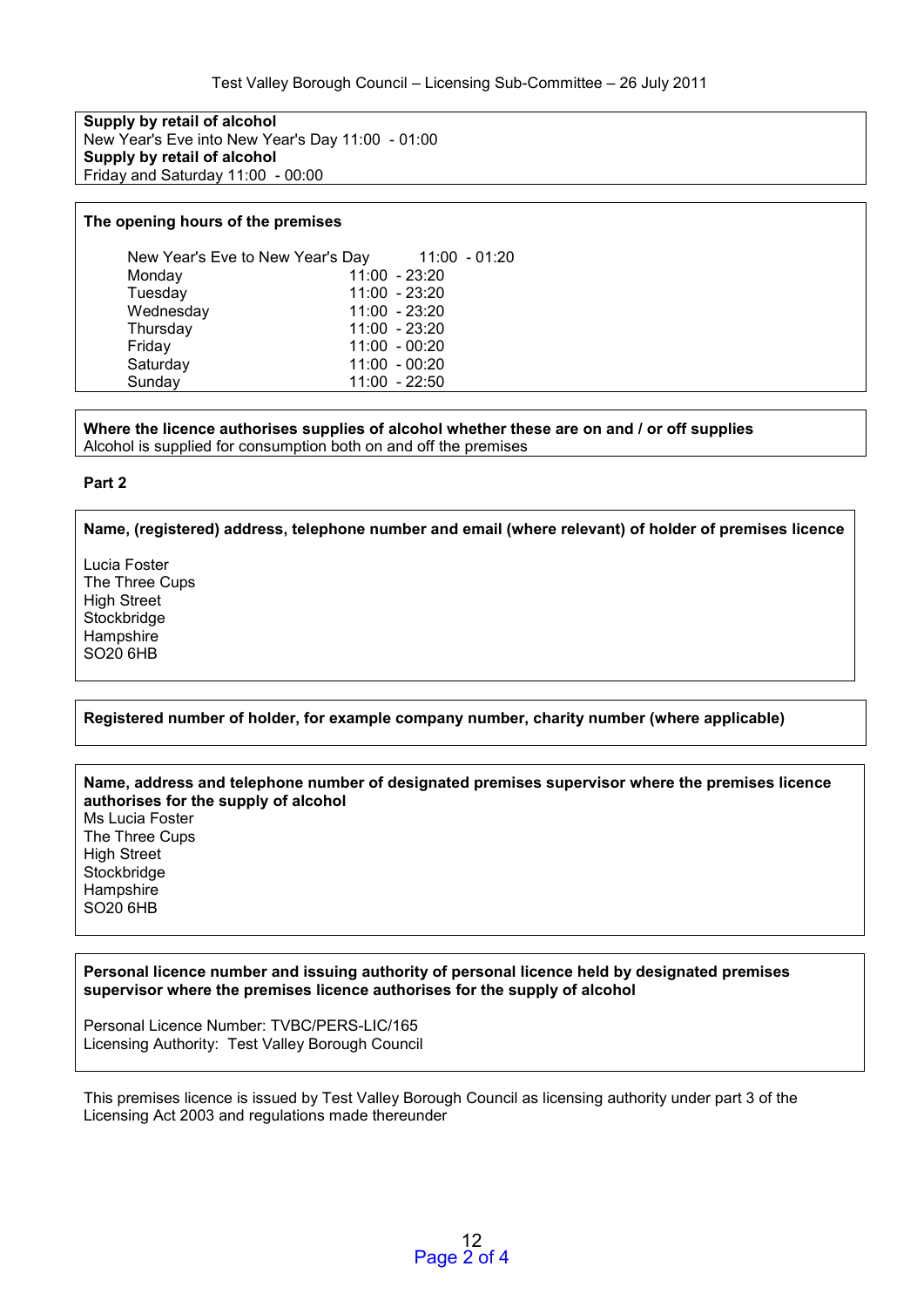**Supply by retail of alcohol**
New Year's Eve into New Year's Day 11:00 - 01:00
**Supply by retail of alcohol**
Friday and Saturday 11:00 - 00:00

**The opening hours of the premises**

| | |
|---|---|
| New Year's Eve to New Year's Day | 11:00 - 01:20 |
| Monday | 11:00 - 23:20 |
| Tuesday | 11:00 - 23:20 |
| Wednesday | 11:00 - 23:20 |
| Thursday | 11:00 - 23:20 |
| Friday | 11:00 - 00:20 |
| Saturday | 11:00 - 00:20 |
| Sunday | 11:00 - 22:50 |

**Where the licence authorises supplies of alcohol whether these are on and / or off supplies**
Alcohol is supplied for consumption both on and off the premises

**Part 2**

**Name, (registered) address, telephone number and email (where relevant) of holder of premises licence**

Lucia Foster
The Three Cups
High Street
Stockbridge
Hampshire
SO20 6HB

**Registered number of holder, for example company number, charity number (where applicable)**

**Name, address and telephone number of designated premises supervisor where the premises licence authorises for the supply of alcohol**
Ms Lucia Foster
The Three Cups
High Street
Stockbridge
Hampshire
SO20 6HB

**Personal licence number and issuing authority of personal licence held by designated premises supervisor where the premises licence authorises for the supply of alcohol**

Personal Licence Number: TVBC/PERS-LIC/165
Licensing Authority: Test Valley Borough Council

This premises licence is issued by Test Valley Borough Council as licensing authority under part 3 of the Licensing Act 2003 and regulations made thereunder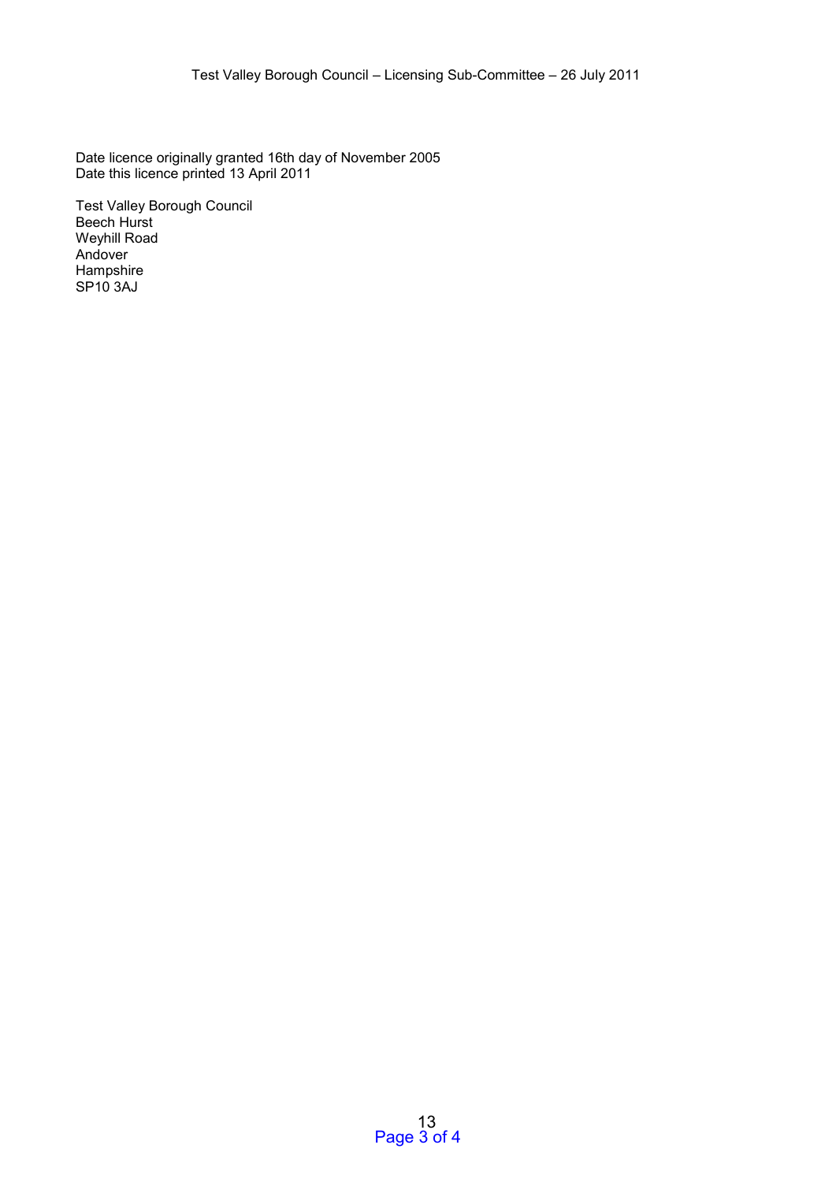Date licence originally granted 16th day of November 2005
Date this licence printed 13 April 2011

Test Valley Borough Council
Beech Hurst
Weyhill Road
Andover
Hampshire
SP10 3AJ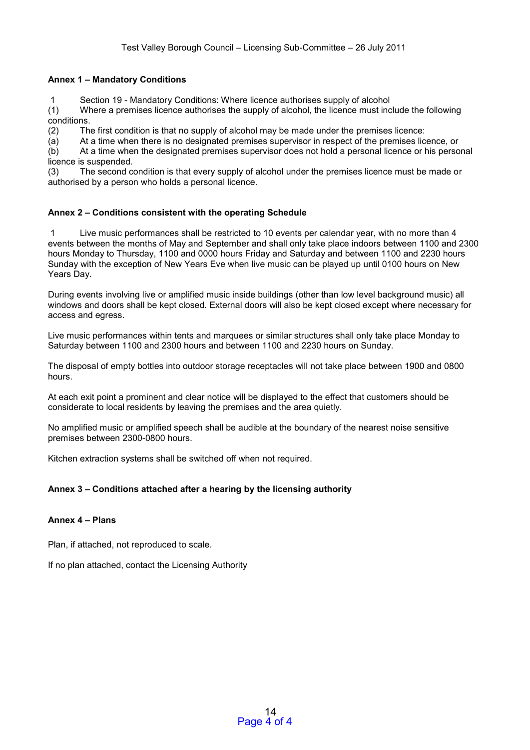## Annex 1 – Mandatory Conditions

1 Section 19 - Mandatory Conditions: Where licence authorises supply of alcohol

(1) Where a premises licence authorises the supply of alcohol, the licence must include the following conditions.

(2) The first condition is that no supply of alcohol may be made under the premises licence:

(a) At a time when there is no designated premises supervisor in respect of the premises licence, or

(b) At a time when the designated premises supervisor does not hold a personal licence or his personal licence is suspended.

(3) The second condition is that every supply of alcohol under the premises licence must be made or authorised by a person who holds a personal licence.

## Annex 2 – Conditions consistent with the operating Schedule

1 Live music performances shall be restricted to 10 events per calendar year, with no more than 4 events between the months of May and September and shall only take place indoors between 1100 and 2300 hours Monday to Thursday, 1100 and 0000 hours Friday and Saturday and between 1100 and 2230 hours Sunday with the exception of New Years Eve when live music can be played up until 0100 hours on New Years Day.

During events involving live or amplified music inside buildings (other than low level background music) all windows and doors shall be kept closed. External doors will also be kept closed except where necessary for access and egress.

Live music performances within tents and marquees or similar structures shall only take place Monday to Saturday between 1100 and 2300 hours and between 1100 and 2230 hours on Sunday.

The disposal of empty bottles into outdoor storage receptacles will not take place between 1900 and 0800 hours.

At each exit point a prominent and clear notice will be displayed to the effect that customers should be considerate to local residents by leaving the premises and the area quietly.

No amplified music or amplified speech shall be audible at the boundary of the nearest noise sensitive premises between 2300-0800 hours.

Kitchen extraction systems shall be switched off when not required.

## Annex 3 – Conditions attached after a hearing by the licensing authority

## Annex 4 – Plans

Plan, if attached, not reproduced to scale.

If no plan attached, contact the Licensing Authority